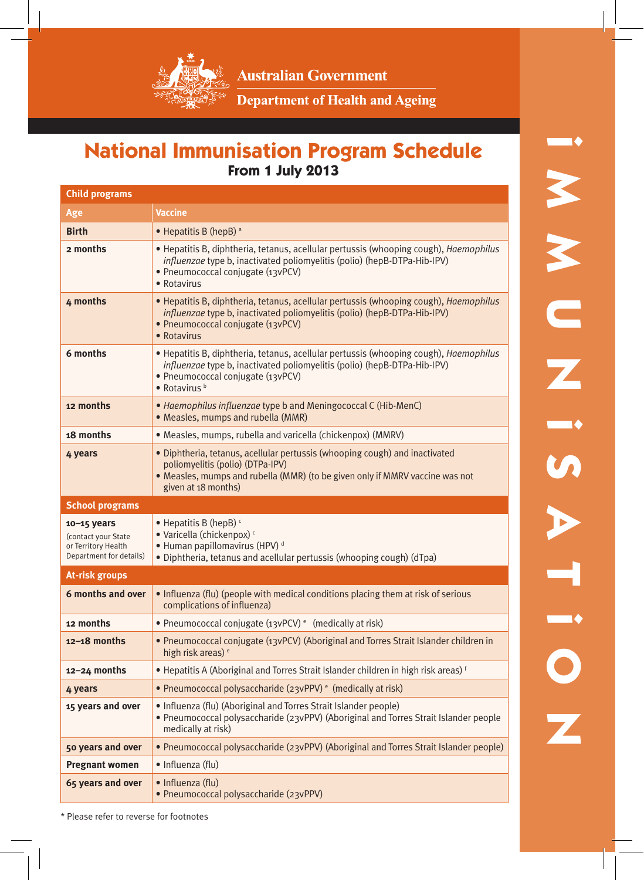Australian Government

Department of Health and Ageing

# National Immunisation Program Schedule

## From 1 July 2013

| Age | Vaccine |
|---|---|
| **Child programs** | |
| **Birth** | • Hepatitis B (hepB) [a] |
| **2 months** | • Hepatitis B, diphtheria, tetanus, acellular pertussis (whooping cough), *Haemophilus influenzae* type b, inactivated poliomyelitis (polio) (hepB-DTPa-Hib-IPV)<br>• Pneumococcal conjugate (13vPCV)<br>• Rotavirus |
| **4 months** | • Hepatitis B, diphtheria, tetanus, acellular pertussis (whooping cough), *Haemophilus influenzae* type b, inactivated poliomyelitis (polio) (hepB-DTPa-Hib-IPV)<br>• Pneumococcal conjugate (13vPCV)<br>• Rotavirus |
| **6 months** | • Hepatitis B, diphtheria, tetanus, acellular pertussis (whooping cough), *Haemophilus influenzae* type b, inactivated poliomyelitis (polio) (hepB-DTPa-Hib-IPV)<br>• Pneumococcal conjugate (13vPCV)<br>• Rotavirus [b] |
| **12 months** | • *Haemophilus influenzae* type b and Meningococcal C (Hib-MenC)<br>• Measles, mumps and rubella (MMR) |
| **18 months** | • Measles, mumps, rubella and varicella (chickenpox) (MMRV) |
| **4 years** | • Diphtheria, tetanus, acellular pertussis (whooping cough) and inactivated poliomyelitis (polio) (DTPa-IPV)<br>• Measles, mumps and rubella (MMR) (to be given only if MMRV vaccine was not given at 18 months) |
| **School programs** | |
| **10–15 years** (contact your State or Territory Health Department for details) | • Hepatitis B (hepB) [c]<br>• Varicella (chickenpox) [c]<br>• Human papillomavirus (HPV) [d]<br>• Diphtheria, tetanus and acellular pertussis (whooping cough) (dTpa) |
| **At-risk groups** | |
| **6 months and over** | • Influenza (flu) (people with medical conditions placing them at risk of serious complications of influenza) |
| **12 months** | • Pneumococcal conjugate (13vPCV) [e] (medically at risk) |
| **12–18 months** | • Pneumococcal conjugate (13vPCV) (Aboriginal and Torres Strait Islander children in high risk areas) [e] |
| **12–24 months** | • Hepatitis A (Aboriginal and Torres Strait Islander children in high risk areas) [f] |
| **4 years** | • Pneumococcal polysaccharide (23vPPV) [e] (medically at risk) |
| **15 years and over** | • Influenza (flu) (Aboriginal and Torres Strait Islander people)<br>• Pneumococcal polysaccharide (23vPPV) (Aboriginal and Torres Strait Islander people medically at risk) |
| **50 years and over** | • Pneumococcal polysaccharide (23vPPV) (Aboriginal and Torres Strait Islander people) |
| **Pregnant women** | • Influenza (flu) |
| **65 years and over** | • Influenza (flu)<br>• Pneumococcal polysaccharide (23vPPV) |

* Please refer to reverse for footnotes

IMMUNISATION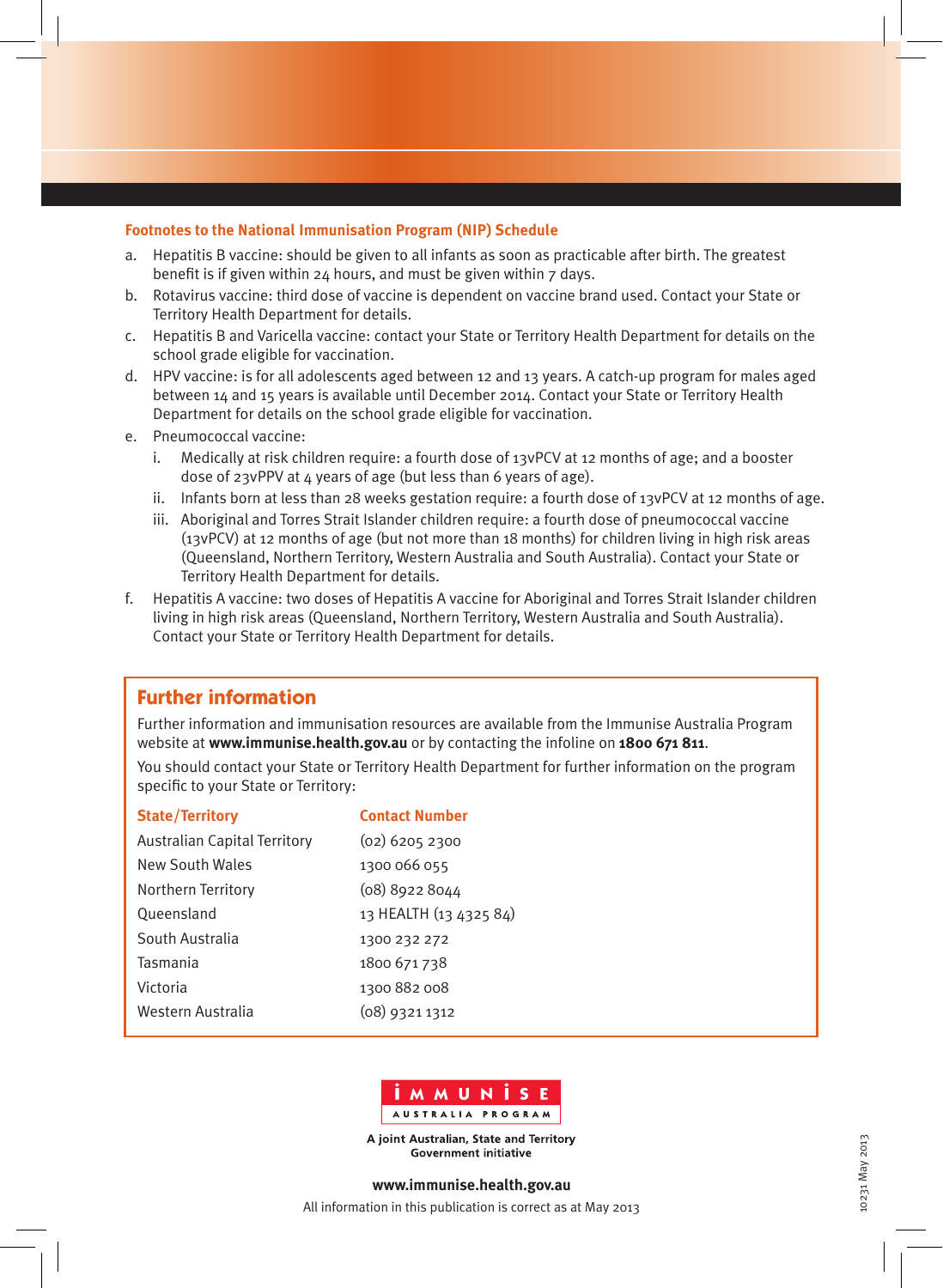## Footnotes to the National Immunisation Program (NIP) Schedule

a. Hepatitis B vaccine: should be given to all infants as soon as practicable after birth. The greatest benefit is if given within 24 hours, and must be given within 7 days.

b. Rotavirus vaccine: third dose of vaccine is dependent on vaccine brand used. Contact your State or Territory Health Department for details.

c. Hepatitis B and Varicella vaccine: contact your State or Territory Health Department for details on the school grade eligible for vaccination.

d. HPV vaccine: is for all adolescents aged between 12 and 13 years. A catch-up program for males aged between 14 and 15 years is available until December 2014. Contact your State or Territory Health Department for details on the school grade eligible for vaccination.

e. Pneumococcal vaccine:
   i. Medically at risk children require: a fourth dose of 13vPCV at 12 months of age; and a booster dose of 23vPPV at 4 years of age (but less than 6 years of age).
   ii. Infants born at less than 28 weeks gestation require: a fourth dose of 13vPCV at 12 months of age.
   iii. Aboriginal and Torres Strait Islander children require: a fourth dose of pneumococcal vaccine (13vPCV) at 12 months of age (but not more than 18 months) for children living in high risk areas (Queensland, Northern Territory, Western Australia and South Australia). Contact your State or Territory Health Department for details.

f. Hepatitis A vaccine: two doses of Hepatitis A vaccine for Aboriginal and Torres Strait Islander children living in high risk areas (Queensland, Northern Territory, Western Australia and South Australia). Contact your State or Territory Health Department for details.

## Further information

Further information and immunisation resources are available from the Immunise Australia Program website at **www.immunise.health.gov.au** or by contacting the infoline on **1800 671 811**.

You should contact your State or Territory Health Department for further information on the program specific to your State or Territory:

| State/Territory | Contact Number |
|---|---|
| Australian Capital Territory | (02) 6205 2300 |
| New South Wales | 1300 066 055 |
| Northern Territory | (08) 8922 8044 |
| Queensland | 13 HEALTH (13 4325 84) |
| South Australia | 1300 232 272 |
| Tasmania | 1800 671 738 |
| Victoria | 1300 882 008 |
| Western Australia | (08) 9321 1312 |

IMMUNISE AUSTRALIA PROGRAM

A joint Australian, State and Territory Government initiative

**www.immunise.health.gov.au**

All information in this publication is correct as at May 2013

10231 May 2013